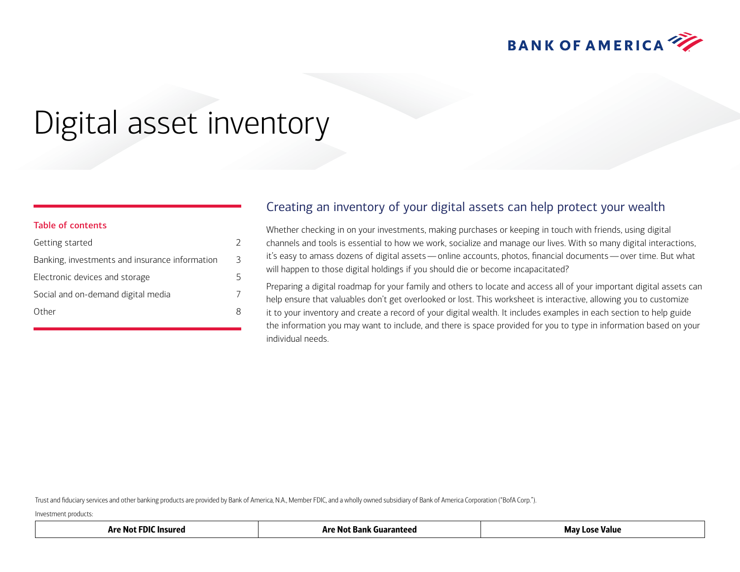BANK OF AMERICA

# Digital asset inventory

**Table of contents**

| | |
|---|---|
| Getting started | 2 |
| Banking, investments and insurance information | 3 |
| Electronic devices and storage | 5 |
| Social and on-demand digital media | 7 |
| Other | 8 |

## Creating an inventory of your digital assets can help protect your wealth

Whether checking in on your investments, making purchases or keeping in touch with friends, using digital channels and tools is essential to how we work, socialize and manage our lives. With so many digital interactions, it's easy to amass dozens of digital assets — online accounts, photos, financial documents — over time. But what will happen to those digital holdings if you should die or become incapacitated?

Preparing a digital roadmap for your family and others to locate and access all of your important digital assets can help ensure that valuables don't get overlooked or lost. This worksheet is interactive, allowing you to customize it to your inventory and create a record of your digital wealth. It includes examples in each section to help guide the information you may want to include, and there is space provided for you to type in information based on your individual needs.

Trust and fiduciary services and other banking products are provided by Bank of America, N.A., Member FDIC, and a wholly owned subsidiary of Bank of America Corporation ("BofA Corp.").

Investment products:

| Are Not FDIC Insured | Are Not Bank Guaranteed | May Lose Value |
|---|---|---|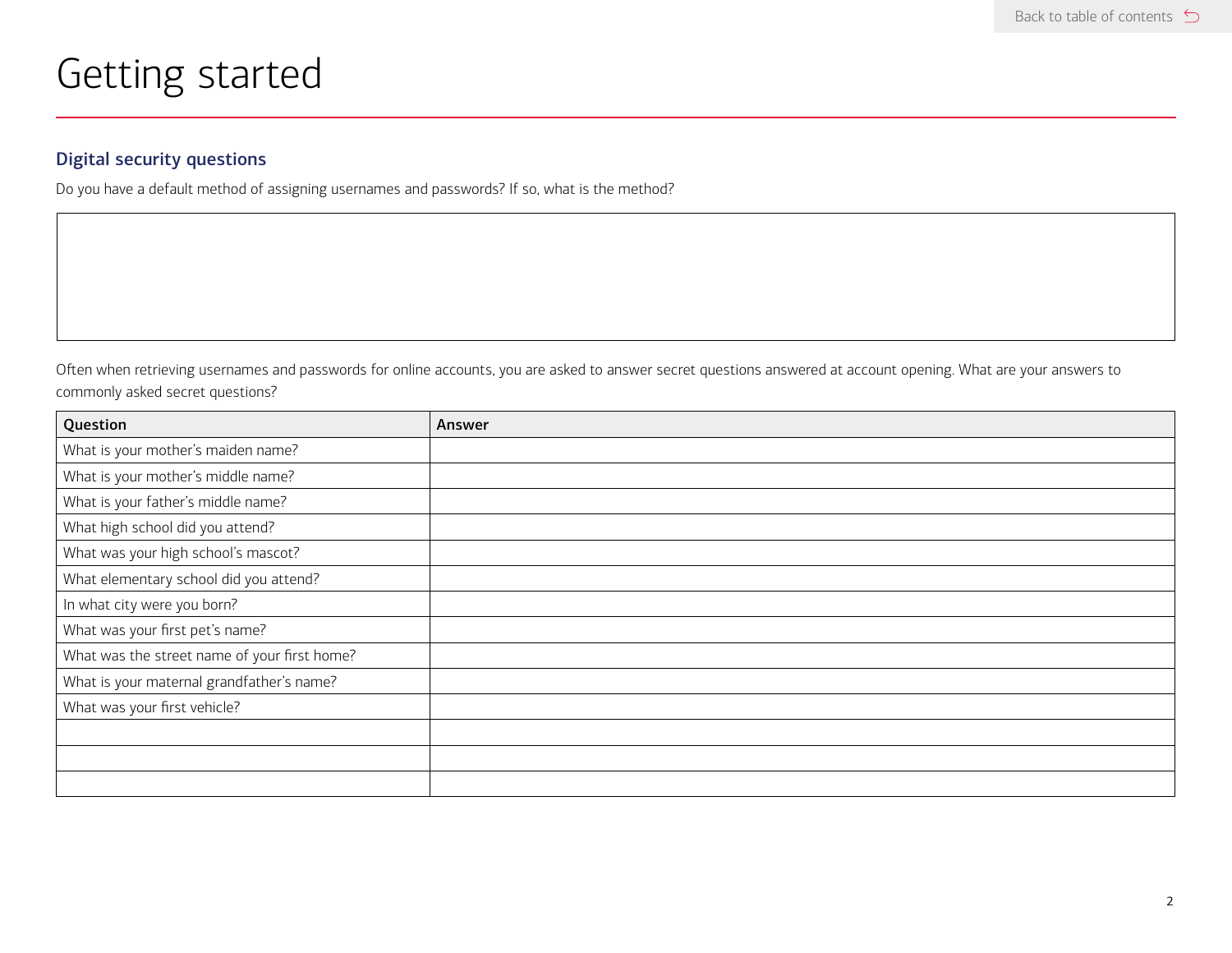# Getting started

## Digital security questions

Do you have a default method of assigning usernames and passwords? If so, what is the method?

Often when retrieving usernames and passwords for online accounts, you are asked to answer secret questions answered at account opening. What are your answers to commonly asked secret questions?

| Question | Answer |
| --- | --- |
| What is your mother's maiden name? | |
| What is your mother's middle name? | |
| What is your father's middle name? | |
| What high school did you attend? | |
| What was your high school's mascot? | |
| What elementary school did you attend? | |
| In what city were you born? | |
| What was your first pet's name? | |
| What was the street name of your first home? | |
| What is your maternal grandfather's name? | |
| What was your first vehicle? | |
| | |
| | |
| | |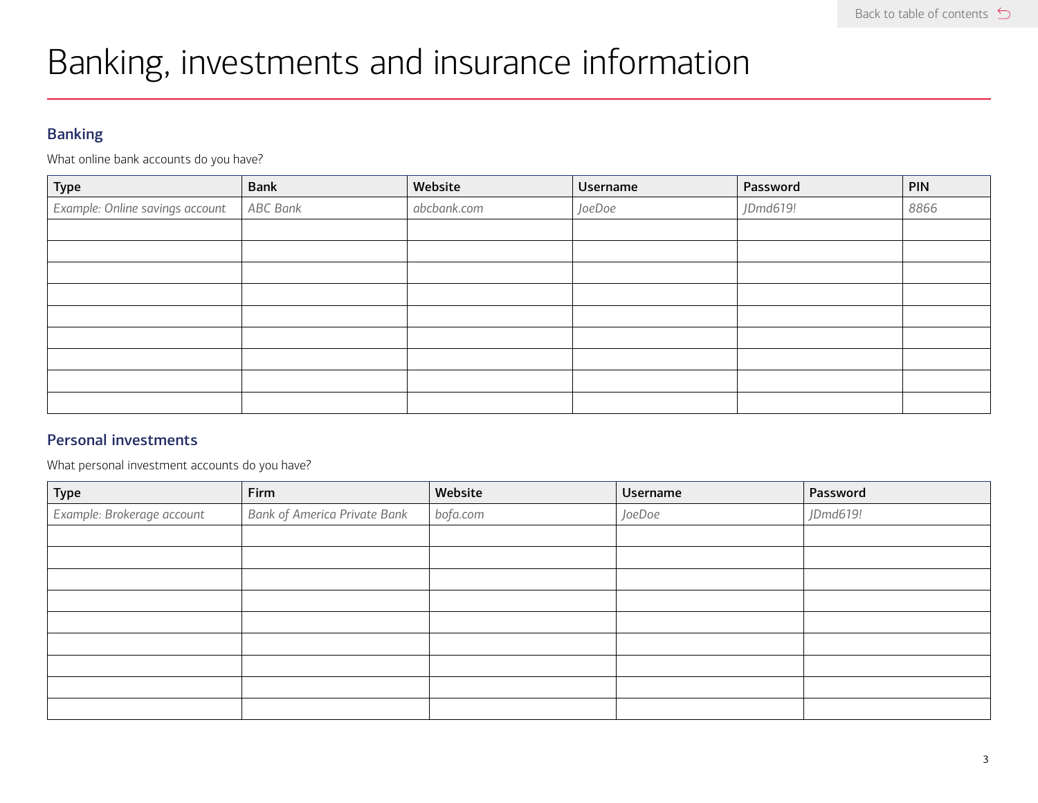# Banking, investments and insurance information

## Banking

What online bank accounts do you have?

| Type | Bank | Website | Username | Password | PIN |
|---|---|---|---|---|---|
| *Example: Online savings account* | *ABC Bank* | *abcbank.com* | *JoeDoe* | *JDmd619!* | *8866* |
| | | | | | |
| | | | | | |
| | | | | | |
| | | | | | |
| | | | | | |
| | | | | | |
| | | | | | |
| | | | | | |
| | | | | | |

## Personal investments

What personal investment accounts do you have?

| Type | Firm | Website | Username | Password |
|---|---|---|---|---|
| *Example: Brokerage account* | *Bank of America Private Bank* | *bofa.com* | *JoeDoe* | *JDmd619!* |
| | | | | |
| | | | | |
| | | | | |
| | | | | |
| | | | | |
| | | | | |
| | | | | |
| | | | | |
| | | | | |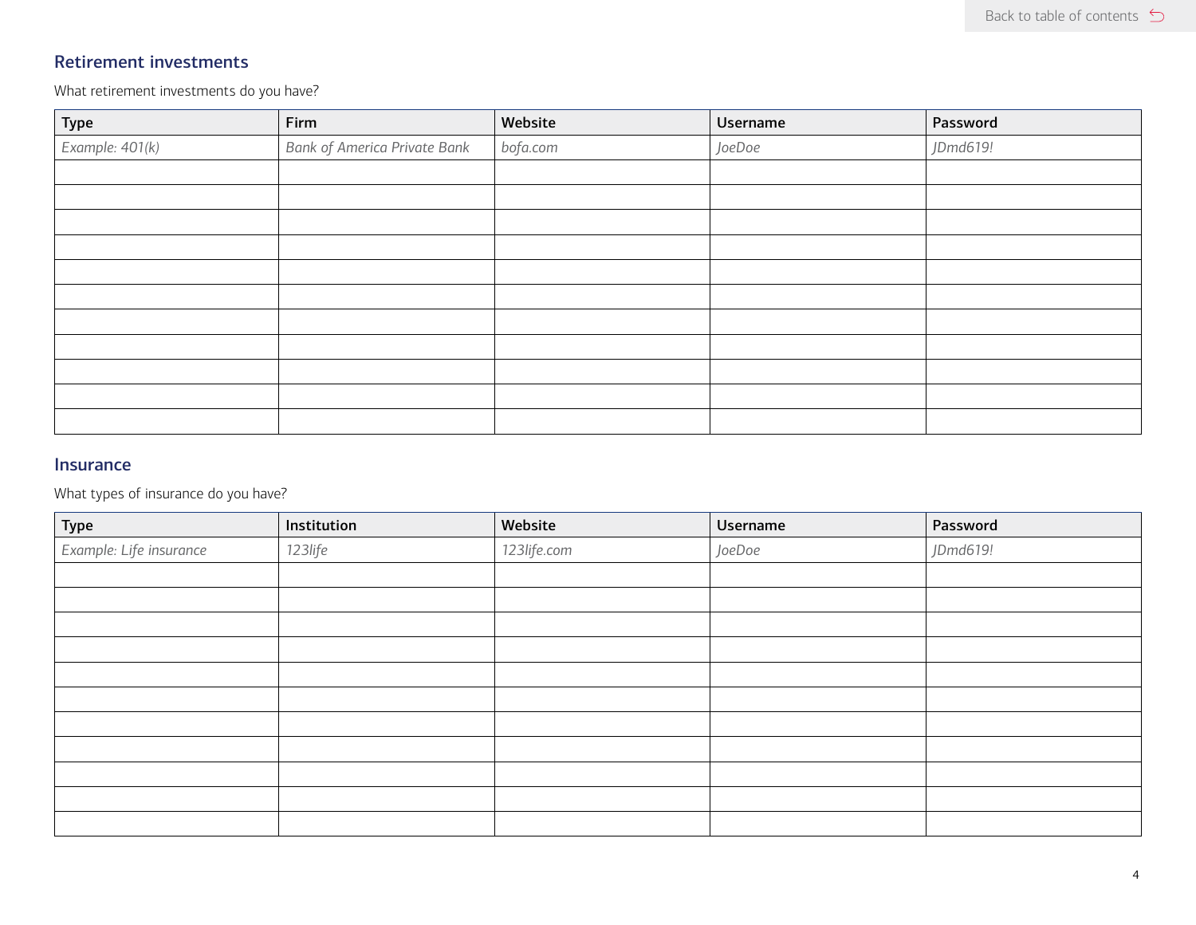## Retirement investments

What retirement investments do you have?

| Type | Firm | Website | Username | Password |
|---|---|---|---|---|
| *Example: 401(k)* | *Bank of America Private Bank* | *bofa.com* | *JoeDoe* | *JDmd619!* |
| | | | | |
| | | | | |
| | | | | |
| | | | | |
| | | | | |
| | | | | |
| | | | | |
| | | | | |
| | | | | |
| | | | | |
| | | | | |

## Insurance

What types of insurance do you have?

| Type | Institution | Website | Username | Password |
|---|---|---|---|---|
| *Example: Life insurance* | *123life* | *123life.com* | *JoeDoe* | *JDmd619!* |
| | | | | |
| | | | | |
| | | | | |
| | | | | |
| | | | | |
| | | | | |
| | | | | |
| | | | | |
| | | | | |
| | | | | |
| | | | | |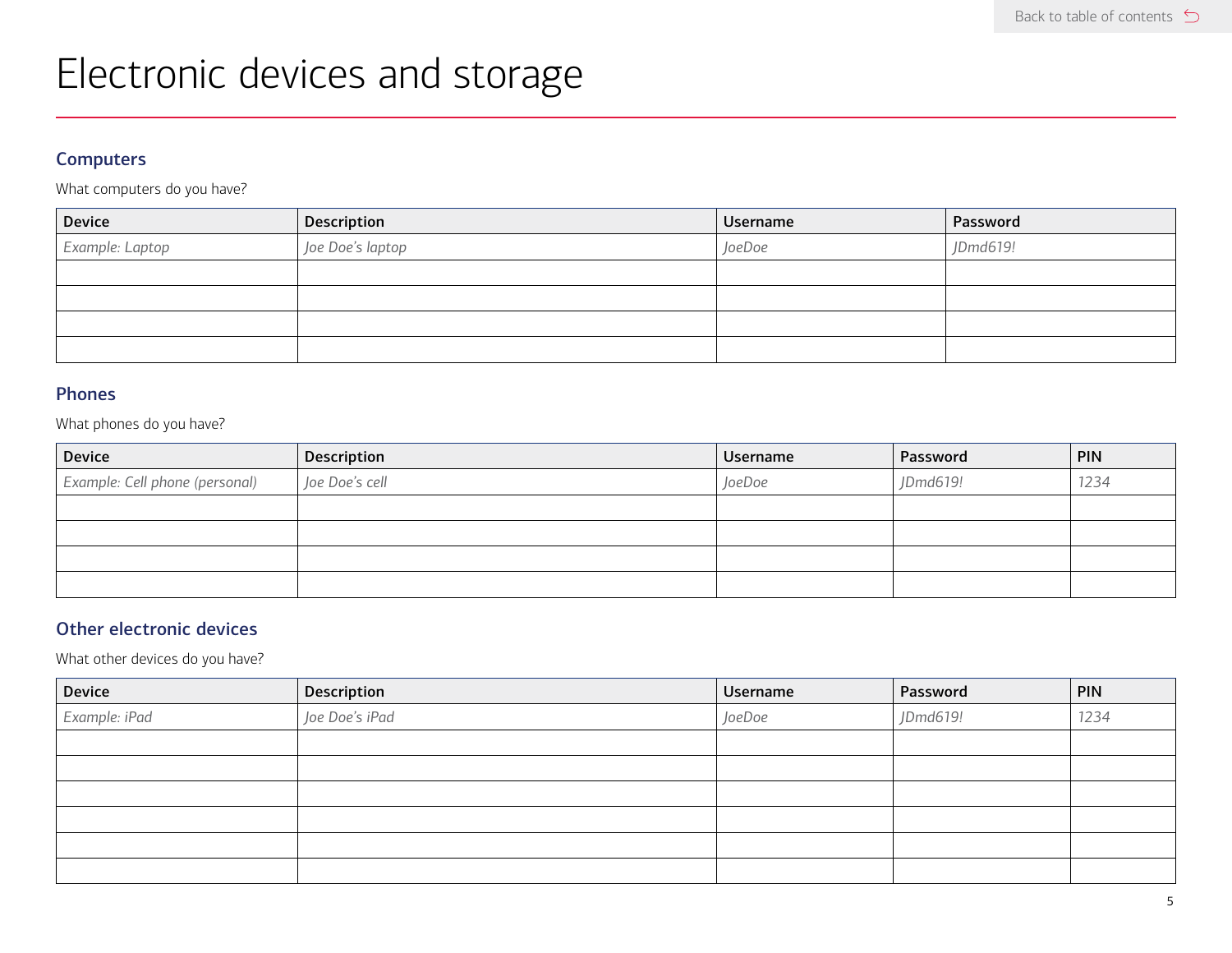# Electronic devices and storage

## Computers

What computers do you have?

| Device | Description | Username | Password |
|---|---|---|---|
| *Example: Laptop* | *Joe Doe's laptop* | *JoeDoe* | *JDmd619!* |
| | | | |
| | | | |
| | | | |
| | | | |

## Phones

What phones do you have?

| Device | Description | Username | Password | PIN |
|---|---|---|---|---|
| *Example: Cell phone (personal)* | *Joe Doe's cell* | *JoeDoe* | *JDmd619!* | *1234* |
| | | | | |
| | | | | |
| | | | | |
| | | | | |

## Other electronic devices

What other devices do you have?

| Device | Description | Username | Password | PIN |
|---|---|---|---|---|
| *Example: iPad* | *Joe Doe's iPad* | *JoeDoe* | *JDmd619!* | *1234* |
| | | | | |
| | | | | |
| | | | | |
| | | | | |
| | | | | |
| | | | | |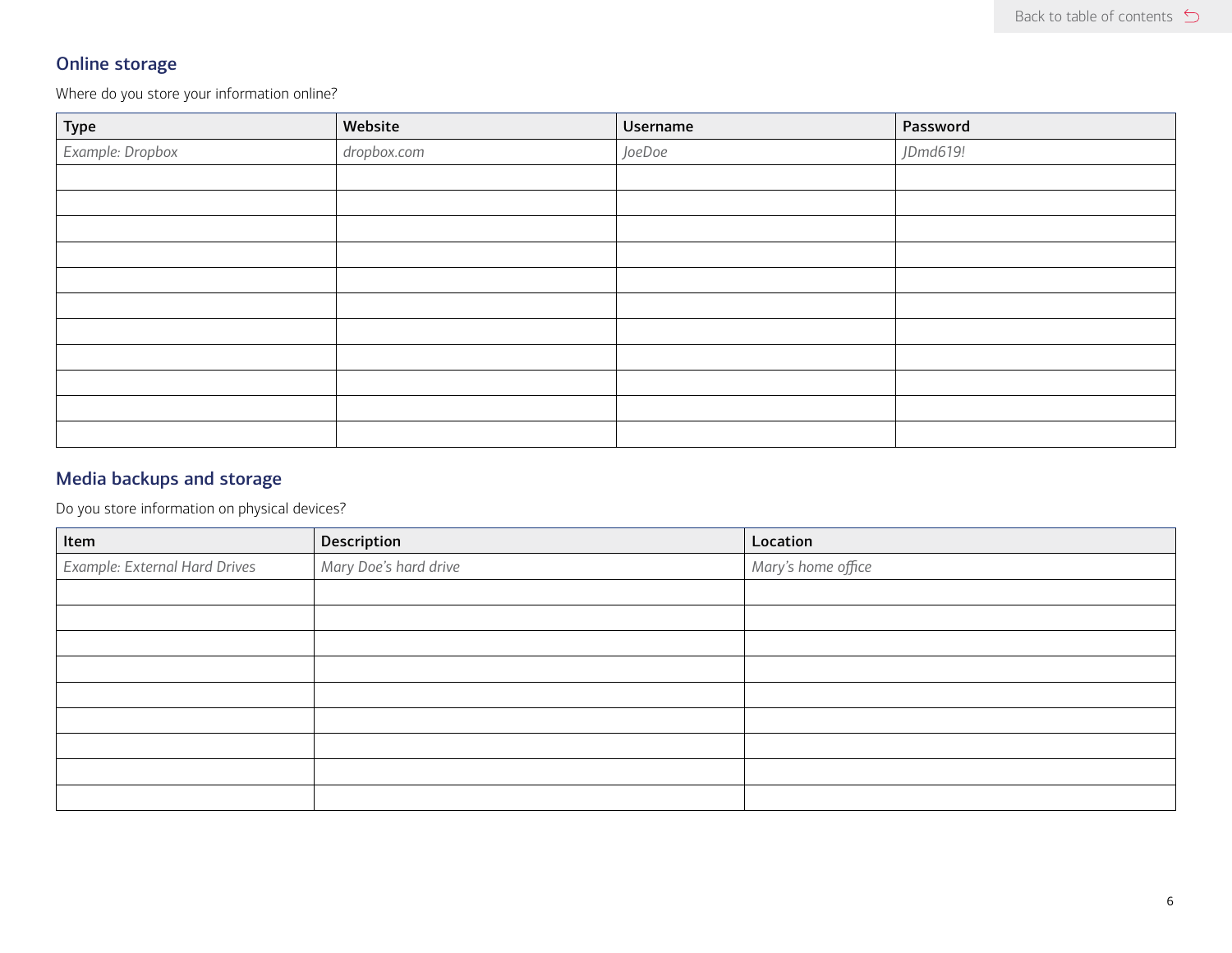## Online storage

Where do you store your information online?

| Type | Website | Username | Password |
|---|---|---|---|
| *Example: Dropbox* | *dropbox.com* | *JoeDoe* | *JDmd619!* |
| | | | |
| | | | |
| | | | |
| | | | |
| | | | |
| | | | |
| | | | |
| | | | |
| | | | |
| | | | |
| | | | |

## Media backups and storage

Do you store information on physical devices?

| Item | Description | Location |
|---|---|---|
| *Example: External Hard Drives* | *Mary Doe's hard drive* | *Mary's home office* |
| | | |
| | | |
| | | |
| | | |
| | | |
| | | |
| | | |
| | | |
| | | |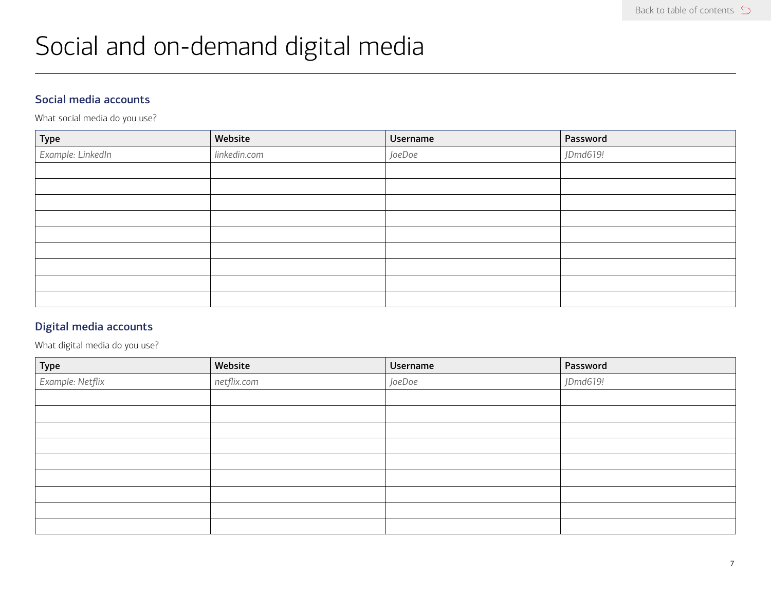# Social and on-demand digital media

## Social media accounts

What social media do you use?

| Type | Website | Username | Password |
|---|---|---|---|
| *Example: LinkedIn* | *linkedin.com* | *JoeDoe* | *JDmd619!* |
| | | | |
| | | | |
| | | | |
| | | | |
| | | | |
| | | | |
| | | | |
| | | | |
| | | | |

## Digital media accounts

What digital media do you use?

| Type | Website | Username | Password |
|---|---|---|---|
| *Example: Netflix* | *netflix.com* | *JoeDoe* | *JDmd619!* |
| | | | |
| | | | |
| | | | |
| | | | |
| | | | |
| | | | |
| | | | |
| | | | |
| | | | |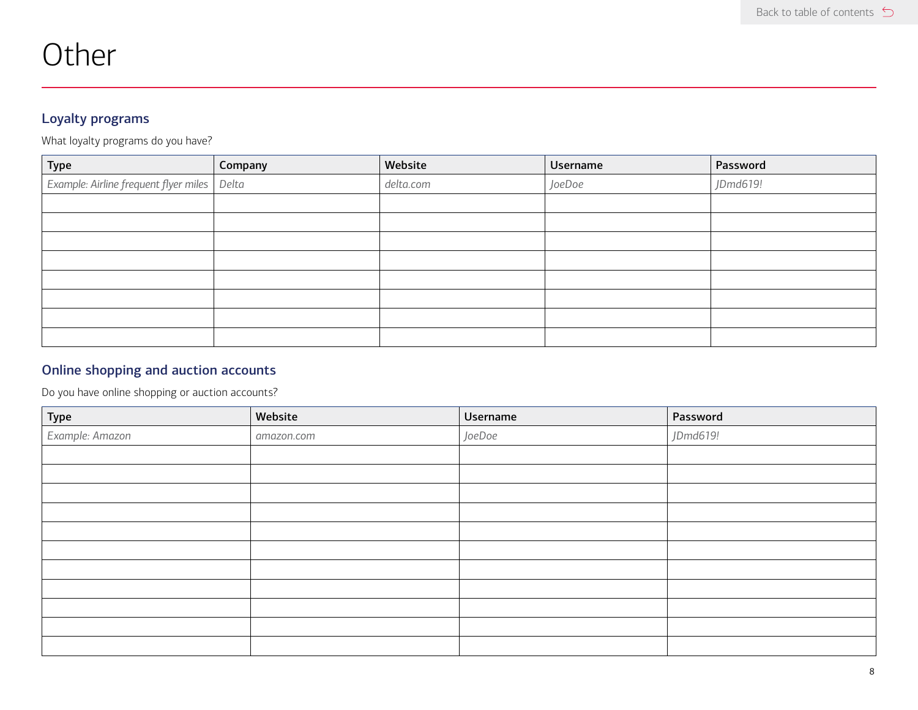# Other

## Loyalty programs

What loyalty programs do you have?

| Type | Company | Website | Username | Password |
|---|---|---|---|---|
| *Example: Airline frequent flyer miles* | *Delta* | *delta.com* | *JoeDoe* | *JDmd619!* |
| | | | | |
| | | | | |
| | | | | |
| | | | | |
| | | | | |
| | | | | |
| | | | | |
| | | | | |

## Online shopping and auction accounts

Do you have online shopping or auction accounts?

| Type | Website | Username | Password |
|---|---|---|---|
| *Example: Amazon* | *amazon.com* | *JoeDoe* | *JDmd619!* |
| | | | |
| | | | |
| | | | |
| | | | |
| | | | |
| | | | |
| | | | |
| | | | |
| | | | |
| | | | |
| | | | |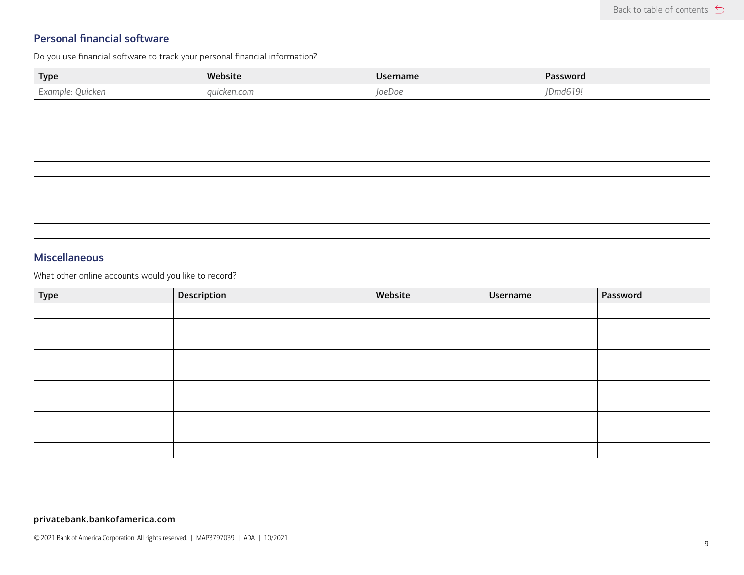## Personal financial software

Do you use financial software to track your personal financial information?

| Type | Website | Username | Password |
|---|---|---|---|
| *Example: Quicken* | *quicken.com* | *JoeDoe* | *JDmd619!* |
| | | | |
| | | | |
| | | | |
| | | | |
| | | | |
| | | | |
| | | | |
| | | | |
| | | | |

## Miscellaneous

What other online accounts would you like to record?

| Type | Description | Website | Username | Password |
|---|---|---|---|---|
| | | | | |
| | | | | |
| | | | | |
| | | | | |
| | | | | |
| | | | | |
| | | | | |
| | | | | |
| | | | | |
| | | | | |

**privatebank.bankofamerica.com**

© 2021 Bank of America Corporation. All rights reserved. | MAP3797039 | ADA | 10/2021